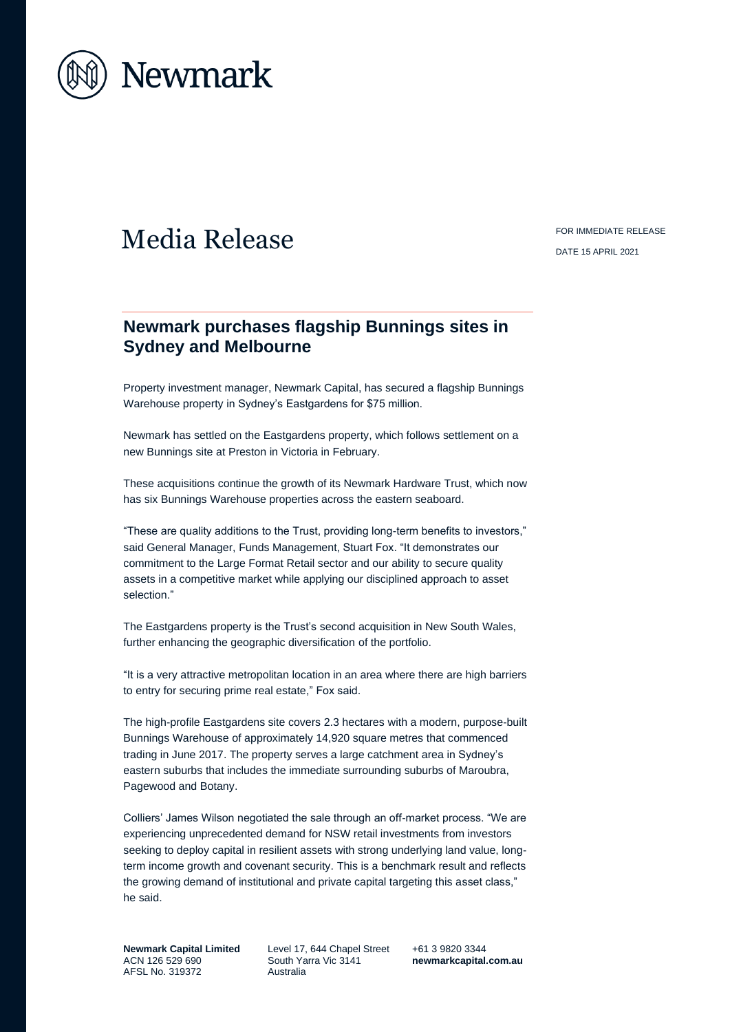# Media Release

FOR IMMEDIATE RELEASE

DATE 15 APRIL 2021

## Newmark purchases flagship Bunnings sites in Sydney and Melbourne

Property investment manager, Newmark Capital, has secured a flagship Bunnings Warehouse property in Sydney's Eastgardens for $75 million.

Newmark has settled on the Eastgardens property, which follows settlement on a new Bunnings site at Preston in Victoria in February.

These acquisitions continue the growth of its Newmark Hardware Trust, which now has six Bunnings Warehouse properties across the eastern seaboard.

"These are quality additions to the Trust, providing long-term benefits to investors," said General Manager, Funds Management, Stuart Fox. "It demonstrates our commitment to the Large Format Retail sector and our ability to secure quality assets in a competitive market while applying our disciplined approach to asset selection."

The Eastgardens property is the Trust's second acquisition in New South Wales, further enhancing the geographic diversification of the portfolio.

"It is a very attractive metropolitan location in an area where there are high barriers to entry for securing prime real estate," Fox said.

The high-profile Eastgardens site covers 2.3 hectares with a modern, purpose-built Bunnings Warehouse of approximately 14,920 square metres that commenced trading in June 2017. The property serves a large catchment area in Sydney's eastern suburbs that includes the immediate surrounding suburbs of Maroubra, Pagewood and Botany.

Colliers' James Wilson negotiated the sale through an off-market process. "We are experiencing unprecedented demand for NSW retail investments from investors seeking to deploy capital in resilient assets with strong underlying land value, long-term income growth and covenant security. This is a benchmark result and reflects the growing demand of institutional and private capital targeting this asset class," he said.

**Newmark Capital Limited**
ACN 126 529 690
AFSL No. 319372

Level 17, 644 Chapel Street
South Yarra Vic 3141
Australia

+61 3 9820 3344
**newmarkcapital.com.au**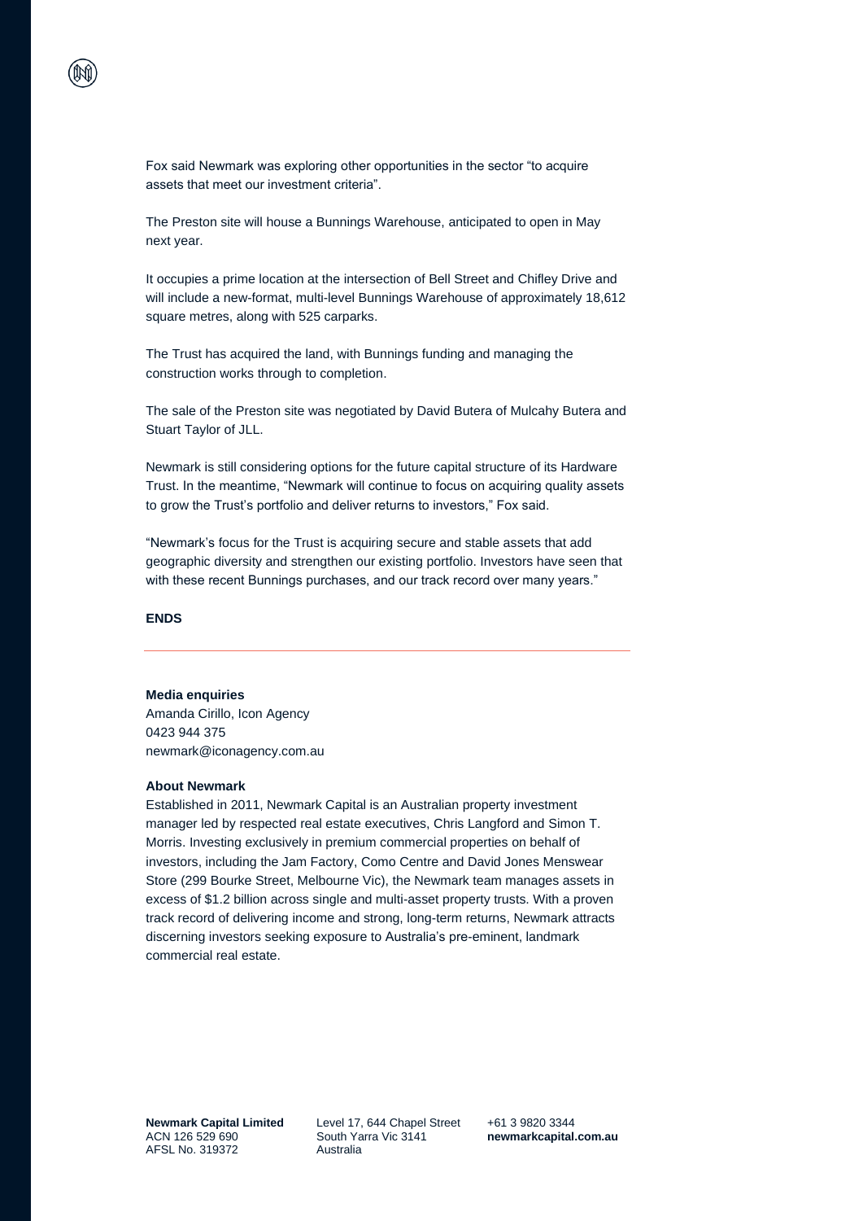Fox said Newmark was exploring other opportunities in the sector "to acquire assets that meet our investment criteria".

The Preston site will house a Bunnings Warehouse, anticipated to open in May next year.

It occupies a prime location at the intersection of Bell Street and Chifley Drive and will include a new-format, multi-level Bunnings Warehouse of approximately 18,612 square metres, along with 525 carparks.

The Trust has acquired the land, with Bunnings funding and managing the construction works through to completion.

The sale of the Preston site was negotiated by David Butera of Mulcahy Butera and Stuart Taylor of JLL.

Newmark is still considering options for the future capital structure of its Hardware Trust. In the meantime, "Newmark will continue to focus on acquiring quality assets to grow the Trust's portfolio and deliver returns to investors," Fox said.

"Newmark's focus for the Trust is acquiring secure and stable assets that add geographic diversity and strengthen our existing portfolio. Investors have seen that with these recent Bunnings purchases, and our track record over many years."

**ENDS**

---

**Media enquiries**
Amanda Cirillo, Icon Agency
0423 944 375
newmark@iconagency.com.au

**About Newmark**
Established in 2011, Newmark Capital is an Australian property investment manager led by respected real estate executives, Chris Langford and Simon T. Morris. Investing exclusively in premium commercial properties on behalf of investors, including the Jam Factory, Como Centre and David Jones Menswear Store (299 Bourke Street, Melbourne Vic), the Newmark team manages assets in excess of $1.2 billion across single and multi-asset property trusts. With a proven track record of delivering income and strong, long-term returns, Newmark attracts discerning investors seeking exposure to Australia's pre-eminent, landmark commercial real estate.

**Newmark Capital Limited**
ACN 126 529 690
AFSL No. 319372

Level 17, 644 Chapel Street
South Yarra Vic 3141
Australia

+61 3 9820 3344
**newmarkcapital.com.au**